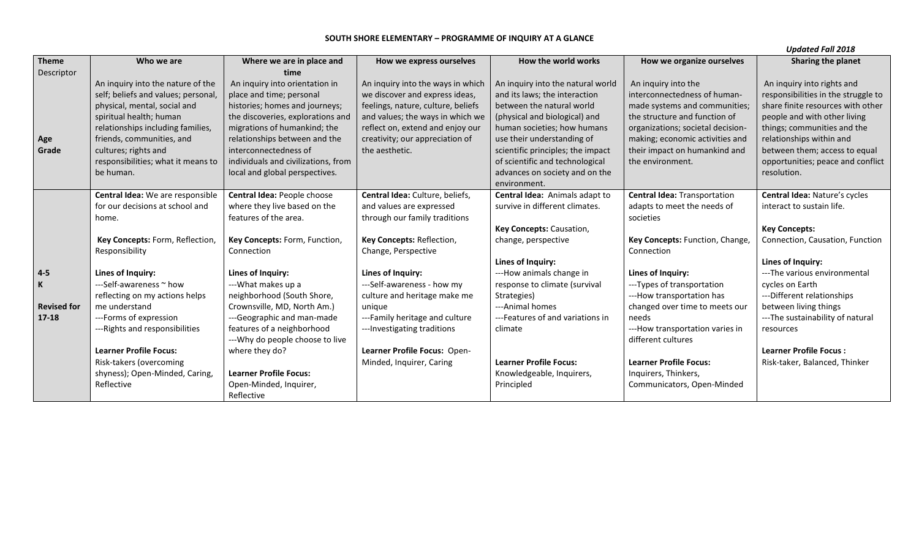# SOUTH SHORE ELEMENTARY – PROGRAMME OF INQUIRY AT A GLANCE

*Updated Fall 2018*

| Theme<br>Descriptor<br><br>Age<br>Grade | Who we are<br><br>An inquiry into the nature of the self; beliefs and values; personal, physical, mental, social and spiritual health; human relationships including families, friends, communities, and cultures; rights and responsibilities; what it means to be human. | Where we are in place and time<br><br>An inquiry into orientation in place and time; personal histories; homes and journeys; the discoveries, explorations and migrations of humankind; the relationships between and the interconnectedness of individuals and civilizations, from local and global perspectives. | How we express ourselves<br><br>An inquiry into the ways in which we discover and express ideas, feelings, nature, culture, beliefs and values; the ways in which we reflect on, extend and enjoy our creativity; our appreciation of the aesthetic. | How the world works<br><br>An inquiry into the natural world and its laws; the interaction between the natural world (physical and biological) and human societies; how humans use their understanding of scientific principles; the impact of scientific and technological advances on society and on the environment. | How we organize ourselves<br><br>An inquiry into the interconnectedness of human-made systems and communities; the structure and function of organizations; societal decision-making; economic activities and their impact on humankind and the environment. | Sharing the planet<br><br>An inquiry into rights and responsibilities in the struggle to share finite resources with other people and with other living things; communities and the relationships within and between them; access to equal opportunities; peace and conflict resolution. |
|---|---|---|---|---|---|---|
| **4-5**<br>**K**<br><br>**Revised for 17-18** | **Central Idea:** We are responsible for our decisions at school and home.<br><br>**Key Concepts:** Form, Reflection, Responsibility<br><br>**Lines of Inquiry:**<br>---Self-awareness ~ how reflecting on my actions helps me understand<br>---Forms of expression<br>---Rights and responsibilities<br><br>**Learner Profile Focus:**<br>Risk-takers (overcoming shyness); Open-Minded, Caring, Reflective | **Central Idea:** People choose where they live based on the features of the area.<br><br>**Key Concepts:** Form, Function, Connection<br><br>**Lines of Inquiry:**<br>---What makes up a neighborhood (South Shore, Crownsville, MD, North Am.)<br>---Geographic and man-made features of a neighborhood<br>---Why do people choose to live where they do?<br><br>**Learner Profile Focus:**<br>Open-Minded, Inquirer, Reflective | **Central Idea:** Culture, beliefs, and values are expressed through our family traditions<br><br>**Key Concepts:** Reflection, Change, Perspective<br><br>**Lines of Inquiry:**<br>---Self-awareness - how my culture and heritage make me unique<br>---Family heritage and culture<br>---Investigating traditions<br><br>**Learner Profile Focus:** Open-Minded, Inquirer, Caring | **Central Idea:** Animals adapt to survive in different climates.<br><br>**Key Concepts:** Causation, change, perspective<br><br>**Lines of Inquiry:**<br>---How animals change in response to climate (survival Strategies)<br>---Animal homes<br>---Features of and variations in climate<br><br>**Learner Profile Focus:**<br>Knowledgeable, Inquirers, Principled | **Central Idea:** Transportation adapts to meet the needs of societies<br><br>**Key Concepts:** Function, Change, Connection<br><br>**Lines of Inquiry:**<br>---Types of transportation<br>---How transportation has changed over time to meets our needs<br>---How transportation varies in different cultures<br><br>**Learner Profile Focus:**<br>Inquirers, Thinkers, Communicators, Open-Minded | **Central Idea:** Nature's cycles interact to sustain life.<br><br>**Key Concepts:**<br>Connection, Causation, Function<br><br>**Lines of Inquiry:**<br>---The various environmental cycles on Earth<br>---Different relationships between living things<br>---The sustainability of natural resources<br><br>**Learner Profile Focus :**<br>Risk-taker, Balanced, Thinker |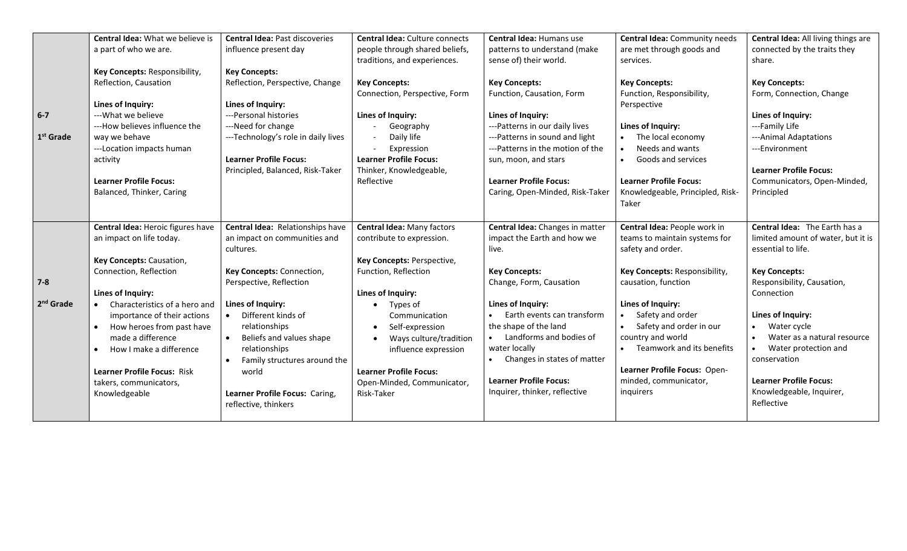| | | | | | | |
|---|---|---|---|---|---|---|
| 6-7<br><br>1st Grade | **Central Idea:** What we believe is a part of who we are.<br><br>**Key Concepts:** Responsibility, Reflection, Causation<br><br>**Lines of Inquiry:**<br>---What we believe<br>---How believes influence the way we behave<br>---Location impacts human activity<br><br>**Learner Profile Focus:**<br>Balanced, Thinker, Caring | **Central Idea:** Past discoveries influence present day<br><br>**Key Concepts:**<br>Reflection, Perspective, Change<br><br>**Lines of Inquiry:**<br>---Personal histories<br>---Need for change<br>---Technology's role in daily lives<br><br>**Learner Profile Focus:**<br>Principled, Balanced, Risk-Taker | **Central Idea:** Culture connects people through shared beliefs, traditions, and experiences.<br><br>**Key Concepts:**<br>Connection, Perspective, Form<br><br>**Lines of Inquiry:**<br>- Geography<br>- Daily life<br>- Expression<br>**Learner Profile Focus:**<br>Thinker, Knowledgeable, Reflective | **Central Idea:** Humans use patterns to understand (make sense of) their world.<br><br>**Key Concepts:**<br>Function, Causation, Form<br><br>**Lines of Inquiry:**<br>---Patterns in our daily lives<br>---Patterns in sound and light<br>---Patterns in the motion of the sun, moon, and stars<br><br>**Learner Profile Focus:**<br>Caring, Open-Minded, Risk-Taker | **Central Idea:** Community needs are met through goods and services.<br><br>**Key Concepts:**<br>Function, Responsibility, Perspective<br><br>**Lines of Inquiry:**<br>• The local economy<br>• Needs and wants<br>• Goods and services<br><br>**Learner Profile Focus:**<br>Knowledgeable, Principled, Risk-Taker | **Central Idea:** All living things are connected by the traits they share.<br><br>**Key Concepts:**<br>Form, Connection, Change<br><br>**Lines of Inquiry:**<br>---Family Life<br>---Animal Adaptations<br>---Environment<br><br>**Learner Profile Focus:**<br>Communicators, Open-Minded, Principled |
| 7-8<br><br>2nd Grade | **Central Idea:** Heroic figures have an impact on life today.<br><br>**Key Concepts:** Causation, Connection, Reflection<br><br>**Lines of Inquiry:**<br>• Characteristics of a hero and importance of their actions<br>• How heroes from past have made a difference<br>• How I make a difference<br><br>**Learner Profile Focus:** Risk takers, communicators, Knowledgeable | **Central Idea:** Relationships have an impact on communities and cultures.<br><br>**Key Concepts:** Connection, Perspective, Reflection<br><br>**Lines of Inquiry:**<br>• Different kinds of relationships<br>• Beliefs and values shape relationships<br>• Family structures around the world<br><br>**Learner Profile Focus:** Caring, reflective, thinkers | **Central Idea:** Many factors contribute to expression.<br><br>**Key Concepts:** Perspective, Function, Reflection<br><br>**Lines of Inquiry:**<br>• Types of Communication<br>• Self-expression<br>• Ways culture/tradition influence expression<br><br>**Learner Profile Focus:**<br>Open-Minded, Communicator, Risk-Taker | **Central Idea:** Changes in matter impact the Earth and how we live.<br><br>**Key Concepts:**<br>Change, Form, Causation<br><br>**Lines of Inquiry:**<br>• Earth events can transform the shape of the land<br>• Landforms and bodies of water locally<br>• Changes in states of matter<br><br>**Learner Profile Focus:**<br>Inquirer, thinker, reflective | **Central Idea:** People work in teams to maintain systems for safety and order.<br><br>**Key Concepts:** Responsibility, causation, function<br><br>**Lines of Inquiry:**<br>• Safety and order<br>• Safety and order in our country and world<br>• Teamwork and its benefits<br><br>**Learner Profile Focus:** Open-minded, communicator, inquirers | **Central Idea:** The Earth has a limited amount of water, but it is essential to life.<br><br>**Key Concepts:**<br>Responsibility, Causation, Connection<br><br>**Lines of Inquiry:**<br>• Water cycle<br>• Water as a natural resource<br>• Water protection and conservation<br><br>**Learner Profile Focus:**<br>Knowledgeable, Inquirer, Reflective |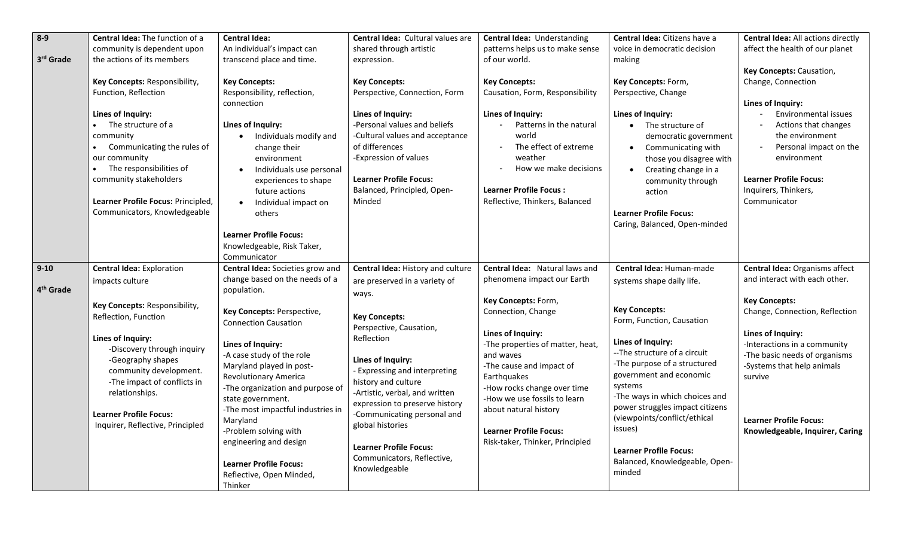| 8-9<br><br>3rd Grade | **Central Idea:** The function of a community is dependent upon the actions of its members<br><br>**Key Concepts:** Responsibility, Function, Reflection<br><br>**Lines of Inquiry:**<br>• The structure of a community<br>• Communicating the rules of our community<br>• The responsibilities of community stakeholders<br><br>**Learner Profile Focus:** Principled, Communicators, Knowledgeable | **Central Idea:**<br>An individual's impact can transcend place and time.<br><br>**Key Concepts:**<br>Responsibility, reflection, connection<br><br>**Lines of Inquiry:**<br>• Individuals modify and change their environment<br>• Individuals use personal experiences to shape future actions<br>• Individual impact on others<br><br>**Learner Profile Focus:**<br>Knowledgeable, Risk Taker, Communicator | **Central Idea:** Cultural values are shared through artistic expression.<br><br>**Key Concepts:**<br>Perspective, Connection, Form<br><br>**Lines of Inquiry:**<br>-Personal values and beliefs<br>-Cultural values and acceptance of differences<br>-Expression of values<br><br>**Learner Profile Focus:**<br>Balanced, Principled, Open-Minded | **Central Idea:** Understanding patterns helps us to make sense of our world.<br><br>**Key Concepts:**<br>Causation, Form, Responsibility<br><br>**Lines of Inquiry:**<br>- Patterns in the natural world<br>- The effect of extreme weather<br>- How we make decisions<br><br>**Learner Profile Focus :**<br>Reflective, Thinkers, Balanced | **Central Idea:** Citizens have a voice in democratic decision making<br><br>**Key Concepts:** Form, Perspective, Change<br><br>**Lines of Inquiry:**<br>• The structure of democratic government<br>• Communicating with those you disagree with<br>• Creating change in a community through action<br><br>**Learner Profile Focus:**<br>Caring, Balanced, Open-minded | **Central Idea:** All actions directly affect the health of our planet<br><br>**Key Concepts:** Causation, Change, Connection<br><br>**Lines of Inquiry:**<br>- Environmental issues<br>- Actions that changes the environment<br>- Personal impact on the environment<br><br>**Learner Profile Focus:**<br>Inquirers, Thinkers, Communicator |
|---|---|---|---|---|---|---|
| 9-10<br><br>4th Grade | **Central Idea:** Exploration impacts culture<br><br>**Key Concepts:** Responsibility, Reflection, Function<br><br>**Lines of Inquiry:**<br>-Discovery through inquiry<br>-Geography shapes community development.<br>-The impact of conflicts in relationships.<br><br>**Learner Profile Focus:**<br>Inquirer, Reflective, Principled | **Central Idea:** Societies grow and change based on the needs of a population.<br><br>**Key Concepts:** Perspective, Connection Causation<br><br>**Lines of Inquiry:**<br>-A case study of the role Maryland played in post-Revolutionary America<br>-The organization and purpose of state government.<br>-The most impactful industries in Maryland<br>-Problem solving with engineering and design<br><br>**Learner Profile Focus:**<br>Reflective, Open Minded, Thinker | **Central Idea:** History and culture are preserved in a variety of ways.<br><br>**Key Concepts:**<br>Perspective, Causation, Reflection<br><br>**Lines of Inquiry:**<br>- Expressing and interpreting history and culture<br>-Artistic, verbal, and written expression to preserve history<br>-Communicating personal and global histories<br><br>**Learner Profile Focus:**<br>Communicators, Reflective, Knowledgeable | **Central Idea:** Natural laws and phenomena impact our Earth<br><br>**Key Concepts:** Form, Connection, Change<br><br>**Lines of Inquiry:**<br>-The properties of matter, heat, and waves<br>-The cause and impact of Earthquakes<br>-How rocks change over time<br>-How we use fossils to learn about natural history<br><br>**Learner Profile Focus:**<br>Risk-taker, Thinker, Principled | **Central Idea:** Human-made systems shape daily life.<br><br>**Key Concepts:**<br>Form, Function, Causation<br><br>**Lines of Inquiry:**<br>--The structure of a circuit<br>-The purpose of a structured government and economic systems<br>-The ways in which choices and power struggles impact citizens (viewpoints/conflict/ethical issues)<br><br>**Learner Profile Focus:**<br>Balanced, Knowledgeable, Open-minded | **Central Idea:** Organisms affect and interact with each other.<br><br>**Key Concepts:**<br>Change, Connection, Reflection<br><br>**Lines of Inquiry:**<br>-Interactions in a community<br>-The basic needs of organisms<br>-Systems that help animals survive<br><br>**Learner Profile Focus:**<br>**Knowledgeable, Inquirer, Caring** |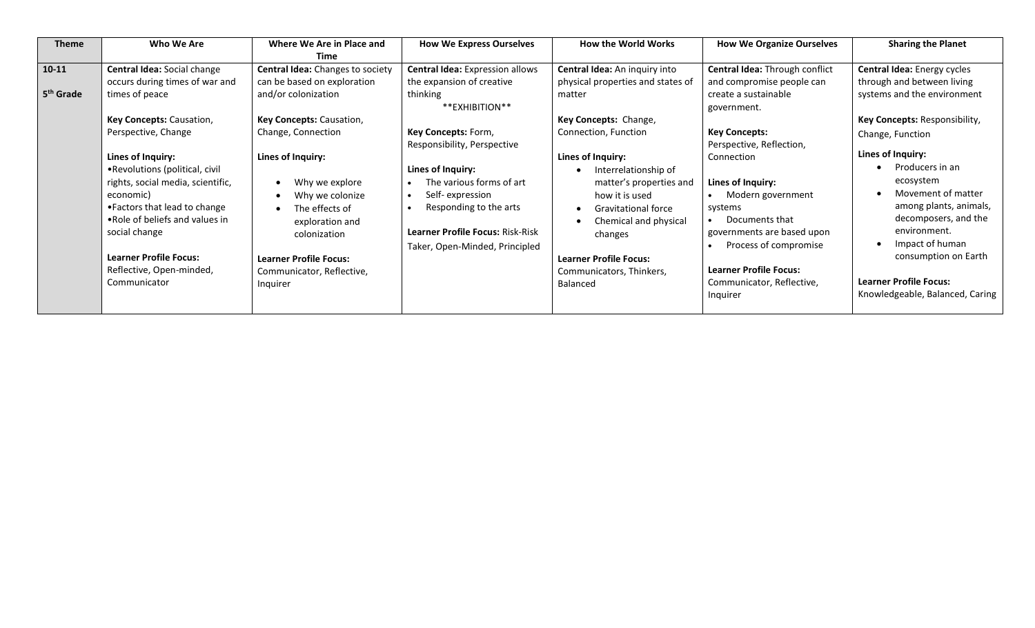| Theme | Who We Are | Where We Are in Place and Time | How We Express Ourselves | How the World Works | How We Organize Ourselves | Sharing the Planet |
|---|---|---|---|---|---|---|
| **10-11**<br><br>**5th Grade** | **Central Idea:** Social change occurs during times of war and times of peace<br><br>**Key Concepts:** Causation, Perspective, Change<br><br>**Lines of Inquiry:**<br>•Revolutions (political, civil rights, social media, scientific, economic)<br>•Factors that lead to change<br>•Role of beliefs and values in social change<br><br>**Learner Profile Focus:** Reflective, Open-minded, Communicator | **Central Idea:** Changes to society can be based on exploration and/or colonization<br><br>**Key Concepts:** Causation, Change, Connection<br><br>**Lines of Inquiry:**<br>• Why we explore<br>• Why we colonize<br>• The effects of exploration and colonization<br><br>**Learner Profile Focus:** Communicator, Reflective, Inquirer | **Central Idea:** Expression allows the expansion of creative thinking<br>**EXHIBITION**<br><br>**Key Concepts:** Form, Responsibility, Perspective<br><br>**Lines of Inquiry:**<br>• The various forms of art<br>• Self- expression<br>• Responding to the arts<br><br>**Learner Profile Focus:** Risk-Risk Taker, Open-Minded, Principled | **Central Idea:** An inquiry into physical properties and states of matter<br><br>**Key Concepts:** Change, Connection, Function<br><br>**Lines of Inquiry:**<br>• Interrelationship of matter's properties and how it is used<br>• Gravitational force<br>• Chemical and physical changes<br><br>**Learner Profile Focus:** Communicators, Thinkers, Balanced | **Central Idea:** Through conflict and compromise people can create a sustainable government.<br><br>**Key Concepts:** Perspective, Reflection, Connection<br><br>**Lines of Inquiry:**<br>• Modern government systems<br>• Documents that governments are based upon<br>• Process of compromise<br><br>**Learner Profile Focus:** Communicator, Reflective, Inquirer | **Central Idea:** Energy cycles through and between living systems and the environment<br><br>**Key Concepts:** Responsibility, Change, Function<br><br>**Lines of Inquiry:**<br>• Producers in an ecosystem<br>• Movement of matter among plants, animals, decomposers, and the environment.<br>• Impact of human consumption on Earth<br><br>**Learner Profile Focus:** Knowledgeable, Balanced, Caring |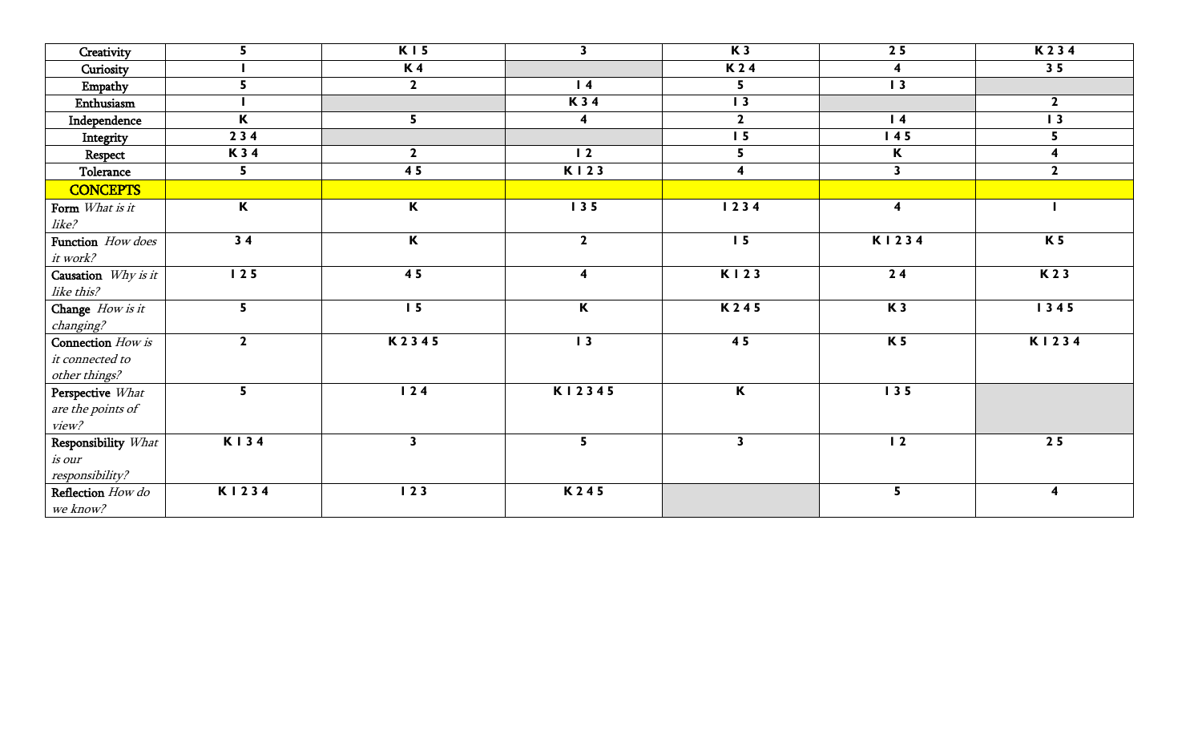| | | | | | | |
|---|---|---|---|---|---|---|
| Creativity | 5 | K I 5 | 3 | K 3 | 2 5 | K 2 3 4 |
| Curiosity | I | K 4 | | K 2 4 | 4 | 3 5 |
| Empathy | 5 | 2 | I 4 | 5 | I 3 | |
| Enthusiasm | I | | K 3 4 | I 3 | | 2 |
| Independence | K | 5 | 4 | 2 | I 4 | I 3 |
| Integrity | 2 3 4 | | | I 5 | I 4 5 | 5 |
| Respect | K 3 4 | 2 | I 2 | 5 | K | 4 |
| Tolerance | 5 | 4 5 | K I 2 3 | 4 | 3 | 2 |
| **CONCEPTS** | | | | | | |
| **Form** *What is it like?* | K | K | I 3 5 | I 2 3 4 | 4 | I |
| **Function** *How does it work?* | 3 4 | K | 2 | I 5 | K I 2 3 4 | K 5 |
| **Causation** *Why is it like this?* | I 2 5 | 4 5 | 4 | K I 2 3 | 2 4 | K 2 3 |
| **Change** *How is it changing?* | 5 | I 5 | K | K 2 4 5 | K 3 | I 3 4 5 |
| **Connection** *How is it connected to other things?* | 2 | K 2 3 4 5 | I 3 | 4 5 | K 5 | K I 2 3 4 |
| **Perspective** *What are the points of view?* | 5 | I 2 4 | K I 2 3 4 5 | K | I 3 5 | |
| **Responsibility** *What is our responsibility?* | K I 3 4 | 3 | 5 | 3 | I 2 | 2 5 |
| **Reflection** *How do we know?* | K I 2 3 4 | I 2 3 | K 2 4 5 | | 5 | 4 |